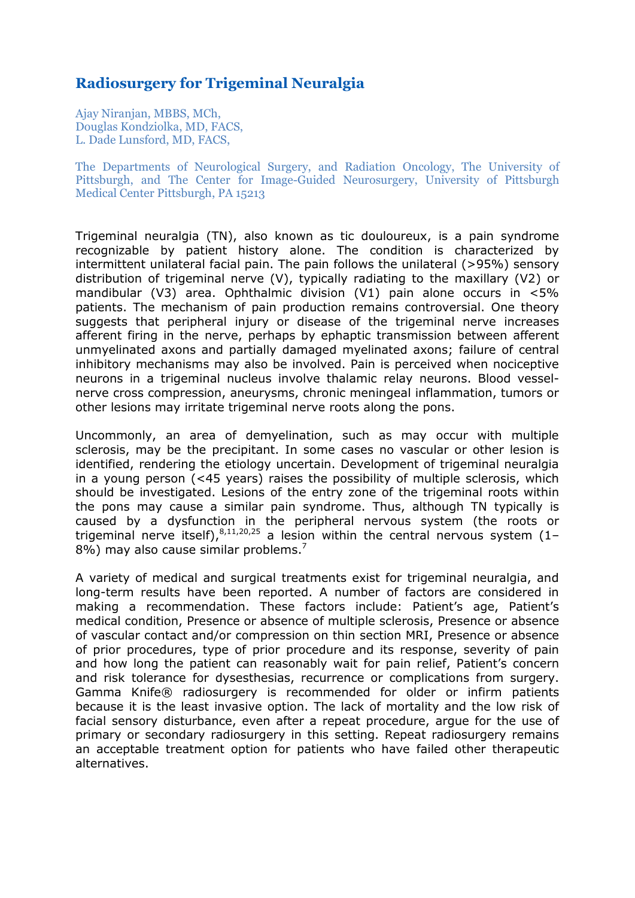# Radiosurgery for Trigeminal Neuralgia

Ajay Niranjan, MBBS, MCh,
Douglas Kondziolka, MD, FACS,
L. Dade Lunsford, MD, FACS,

The Departments of Neurological Surgery, and Radiation Oncology, The University of Pittsburgh, and The Center for Image-Guided Neurosurgery, University of Pittsburgh Medical Center Pittsburgh, PA 15213

Trigeminal neuralgia (TN), also known as tic douloureux, is a pain syndrome recognizable by patient history alone. The condition is characterized by intermittent unilateral facial pain. The pain follows the unilateral (>95%) sensory distribution of trigeminal nerve (V), typically radiating to the maxillary (V2) or mandibular (V3) area. Ophthalmic division (V1) pain alone occurs in <5% patients. The mechanism of pain production remains controversial. One theory suggests that peripheral injury or disease of the trigeminal nerve increases afferent firing in the nerve, perhaps by ephaptic transmission between afferent unmyelinated axons and partially damaged myelinated axons; failure of central inhibitory mechanisms may also be involved. Pain is perceived when nociceptive neurons in a trigeminal nucleus involve thalamic relay neurons. Blood vessel-nerve cross compression, aneurysms, chronic meningeal inflammation, tumors or other lesions may irritate trigeminal nerve roots along the pons.

Uncommonly, an area of demyelination, such as may occur with multiple sclerosis, may be the precipitant. In some cases no vascular or other lesion is identified, rendering the etiology uncertain. Development of trigeminal neuralgia in a young person (<45 years) raises the possibility of multiple sclerosis, which should be investigated. Lesions of the entry zone of the trigeminal roots within the pons may cause a similar pain syndrome. Thus, although TN typically is caused by a dysfunction in the peripheral nervous system (the roots or trigeminal nerve itself),[8,11,20,25] a lesion within the central nervous system (1–8%) may also cause similar problems.[7]

A variety of medical and surgical treatments exist for trigeminal neuralgia, and long-term results have been reported. A number of factors are considered in making a recommendation. These factors include: Patient's age, Patient's medical condition, Presence or absence of multiple sclerosis, Presence or absence of vascular contact and/or compression on thin section MRI, Presence or absence of prior procedures, type of prior procedure and its response, severity of pain and how long the patient can reasonably wait for pain relief, Patient's concern and risk tolerance for dysesthesias, recurrence or complications from surgery. Gamma Knife® radiosurgery is recommended for older or infirm patients because it is the least invasive option. The lack of mortality and the low risk of facial sensory disturbance, even after a repeat procedure, argue for the use of primary or secondary radiosurgery in this setting. Repeat radiosurgery remains an acceptable treatment option for patients who have failed other therapeutic alternatives.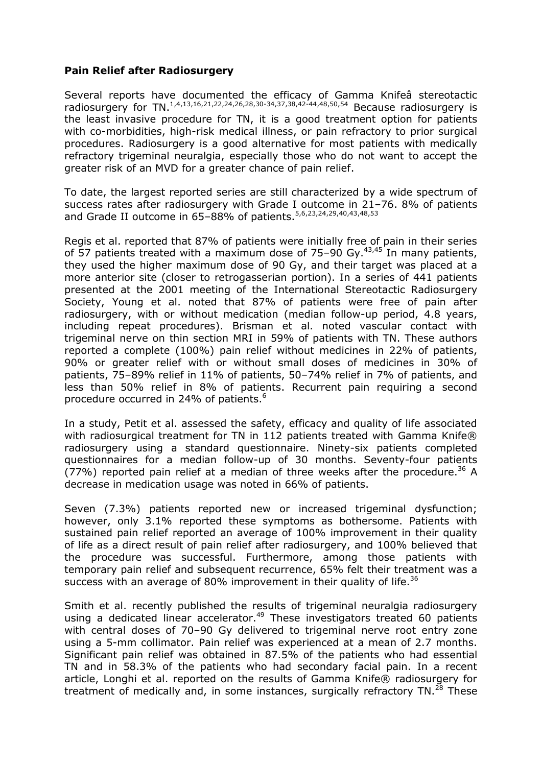**Pain Relief after Radiosurgery**

Several reports have documented the efficacy of Gamma Knifeâ stereotactic radiosurgery for TN.[1,4,13,16,21,22,24,26,28,30-34,37,38,42-44,48,50,54] Because radiosurgery is the least invasive procedure for TN, it is a good treatment option for patients with co-morbidities, high-risk medical illness, or pain refractory to prior surgical procedures. Radiosurgery is a good alternative for most patients with medically refractory trigeminal neuralgia, especially those who do not want to accept the greater risk of an MVD for a greater chance of pain relief.

To date, the largest reported series are still characterized by a wide spectrum of success rates after radiosurgery with Grade I outcome in 21–76. 8% of patients and Grade II outcome in 65–88% of patients.[5,6,23,24,29,40,43,48,53]

Regis et al. reported that 87% of patients were initially free of pain in their series of 57 patients treated with a maximum dose of 75–90 Gy.[43,45] In many patients, they used the higher maximum dose of 90 Gy, and their target was placed at a more anterior site (closer to retrogasserian portion). In a series of 441 patients presented at the 2001 meeting of the International Stereotactic Radiosurgery Society, Young et al. noted that 87% of patients were free of pain after radiosurgery, with or without medication (median follow-up period, 4.8 years, including repeat procedures). Brisman et al. noted vascular contact with trigeminal nerve on thin section MRI in 59% of patients with TN. These authors reported a complete (100%) pain relief without medicines in 22% of patients, 90% or greater relief with or without small doses of medicines in 30% of patients, 75–89% relief in 11% of patients, 50–74% relief in 7% of patients, and less than 50% relief in 8% of patients. Recurrent pain requiring a second procedure occurred in 24% of patients.[6]

In a study, Petit et al. assessed the safety, efficacy and quality of life associated with radiosurgical treatment for TN in 112 patients treated with Gamma Knife® radiosurgery using a standard questionnaire. Ninety-six patients completed questionnaires for a median follow-up of 30 months. Seventy-four patients (77%) reported pain relief at a median of three weeks after the procedure.[36] A decrease in medication usage was noted in 66% of patients.

Seven (7.3%) patients reported new or increased trigeminal dysfunction; however, only 3.1% reported these symptoms as bothersome. Patients with sustained pain relief reported an average of 100% improvement in their quality of life as a direct result of pain relief after radiosurgery, and 100% believed that the procedure was successful. Furthermore, among those patients with temporary pain relief and subsequent recurrence, 65% felt their treatment was a success with an average of 80% improvement in their quality of life.[36]

Smith et al. recently published the results of trigeminal neuralgia radiosurgery using a dedicated linear accelerator.[49] These investigators treated 60 patients with central doses of 70–90 Gy delivered to trigeminal nerve root entry zone using a 5-mm collimator. Pain relief was experienced at a mean of 2.7 months. Significant pain relief was obtained in 87.5% of the patients who had essential TN and in 58.3% of the patients who had secondary facial pain. In a recent article, Longhi et al. reported on the results of Gamma Knife® radiosurgery for treatment of medically and, in some instances, surgically refractory TN.[28] These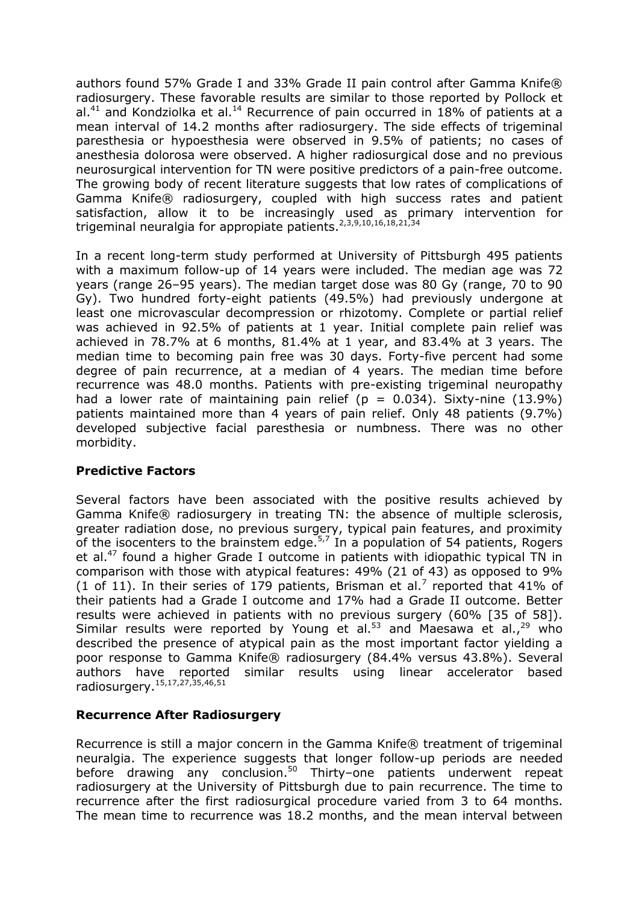authors found 57% Grade I and 33% Grade II pain control after Gamma Knife® radiosurgery. These favorable results are similar to those reported by Pollock et al.[41] and Kondziolka et al.[14] Recurrence of pain occurred in 18% of patients at a mean interval of 14.2 months after radiosurgery. The side effects of trigeminal paresthesia or hypoesthesia were observed in 9.5% of patients; no cases of anesthesia dolorosa were observed. A higher radiosurgical dose and no previous neurosurgical intervention for TN were positive predictors of a pain-free outcome. The growing body of recent literature suggests that low rates of complications of Gamma Knife® radiosurgery, coupled with high success rates and patient satisfaction, allow it to be increasingly used as primary intervention for trigeminal neuralgia for appropiate patients.[2,3,9,10,16,18,21,34]

In a recent long-term study performed at University of Pittsburgh 495 patients with a maximum follow-up of 14 years were included. The median age was 72 years (range 26–95 years). The median target dose was 80 Gy (range, 70 to 90 Gy). Two hundred forty-eight patients (49.5%) had previously undergone at least one microvascular decompression or rhizotomy. Complete or partial relief was achieved in 92.5% of patients at 1 year. Initial complete pain relief was achieved in 78.7% at 6 months, 81.4% at 1 year, and 83.4% at 3 years. The median time to becoming pain free was 30 days. Forty-five percent had some degree of pain recurrence, at a median of 4 years. The median time before recurrence was 48.0 months. Patients with pre-existing trigeminal neuropathy had a lower rate of maintaining pain relief ($p = 0.034$). Sixty-nine (13.9%) patients maintained more than 4 years of pain relief. Only 48 patients (9.7%) developed subjective facial paresthesia or numbness. There was no other morbidity.

### Predictive Factors

Several factors have been associated with the positive results achieved by Gamma Knife® radiosurgery in treating TN: the absence of multiple sclerosis, greater radiation dose, no previous surgery, typical pain features, and proximity of the isocenters to the brainstem edge.[5,7] In a population of 54 patients, Rogers et al.[47] found a higher Grade I outcome in patients with idiopathic typical TN in comparison with those with atypical features: 49% (21 of 43) as opposed to 9% (1 of 11). In their series of 179 patients, Brisman et al.[7] reported that 41% of their patients had a Grade I outcome and 17% had a Grade II outcome. Better results were achieved in patients with no previous surgery (60% [35 of 58]). Similar results were reported by Young et al.[53] and Maesawa et al.,[29] who described the presence of atypical pain as the most important factor yielding a poor response to Gamma Knife® radiosurgery (84.4% versus 43.8%). Several authors have reported similar results using linear accelerator based radiosurgery.[15,17,27,35,46,51]

### Recurrence After Radiosurgery

Recurrence is still a major concern in the Gamma Knife® treatment of trigeminal neuralgia. The experience suggests that longer follow-up periods are needed before drawing any conclusion.[50] Thirty–one patients underwent repeat radiosurgery at the University of Pittsburgh due to pain recurrence. The time to recurrence after the first radiosurgical procedure varied from 3 to 64 months. The mean time to recurrence was 18.2 months, and the mean interval between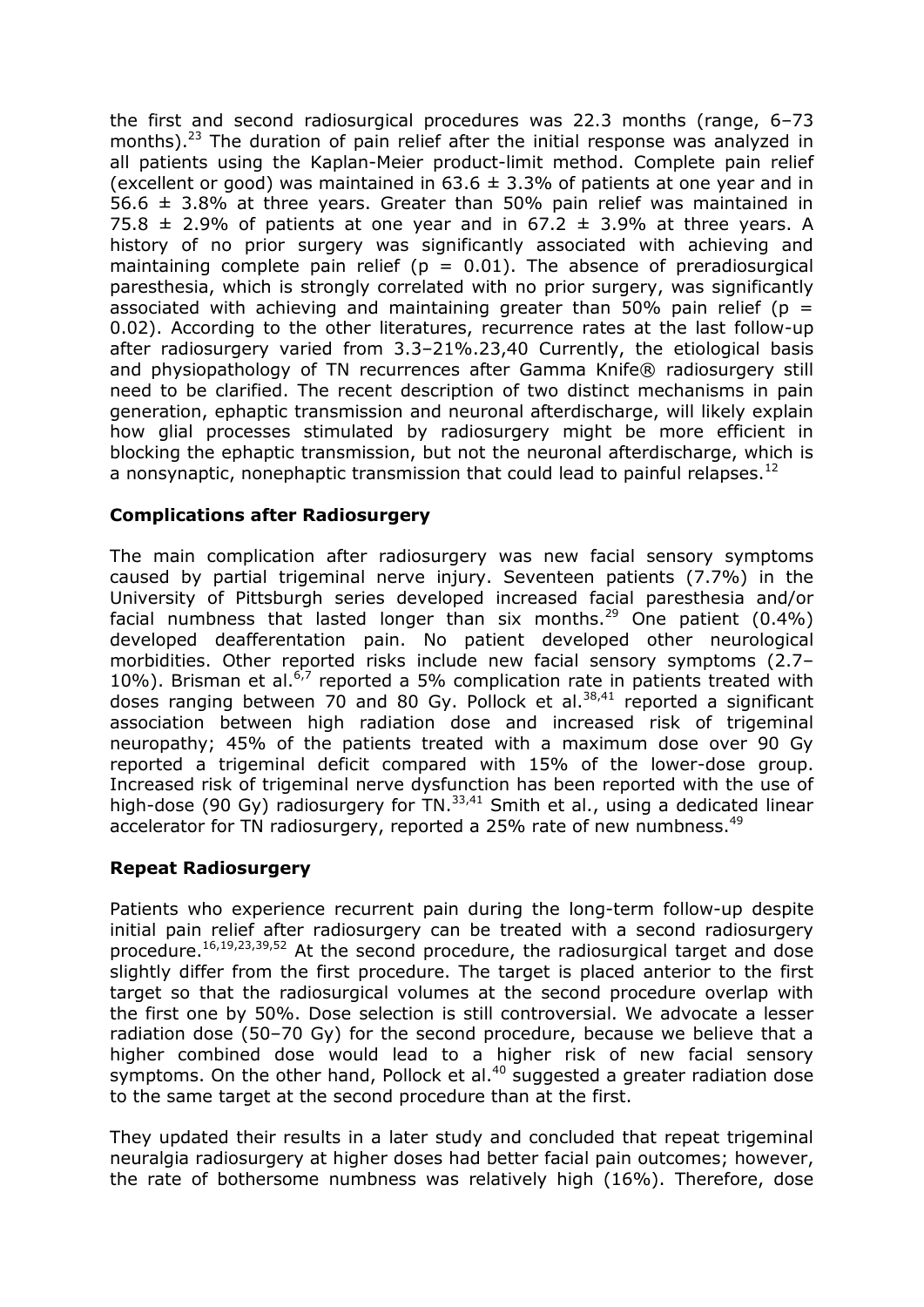the first and second radiosurgical procedures was 22.3 months (range, 6–73 months).[23] The duration of pain relief after the initial response was analyzed in all patients using the Kaplan-Meier product-limit method. Complete pain relief (excellent or good) was maintained in 63.6 ± 3.3% of patients at one year and in 56.6 ± 3.8% at three years. Greater than 50% pain relief was maintained in 75.8 ± 2.9% of patients at one year and in 67.2 ± 3.9% at three years. A history of no prior surgery was significantly associated with achieving and maintaining complete pain relief ($p = 0.01$). The absence of preradiosurgical paresthesia, which is strongly correlated with no prior surgery, was significantly associated with achieving and maintaining greater than 50% pain relief ($p = 0.02$). According to the other literatures, recurrence rates at the last follow-up after radiosurgery varied from 3.3–21%.23,40 Currently, the etiological basis and physiopathology of TN recurrences after Gamma Knife® radiosurgery still need to be clarified. The recent description of two distinct mechanisms in pain generation, ephaptic transmission and neuronal afterdischarge, will likely explain how glial processes stimulated by radiosurgery might be more efficient in blocking the ephaptic transmission, but not the neuronal afterdischarge, which is a nonsynaptic, nonephaptic transmission that could lead to painful relapses.[12]

### Complications after Radiosurgery

The main complication after radiosurgery was new facial sensory symptoms caused by partial trigeminal nerve injury. Seventeen patients (7.7%) in the University of Pittsburgh series developed increased facial paresthesia and/or facial numbness that lasted longer than six months.[29] One patient (0.4%) developed deafferentation pain. No patient developed other neurological morbidities. Other reported risks include new facial sensory symptoms (2.7–10%). Brisman et al.[6,7] reported a 5% complication rate in patients treated with doses ranging between 70 and 80 Gy. Pollock et al.[38,41] reported a significant association between high radiation dose and increased risk of trigeminal neuropathy; 45% of the patients treated with a maximum dose over 90 Gy reported a trigeminal deficit compared with 15% of the lower-dose group. Increased risk of trigeminal nerve dysfunction has been reported with the use of high-dose (90 Gy) radiosurgery for TN.[33,41] Smith et al., using a dedicated linear accelerator for TN radiosurgery, reported a 25% rate of new numbness.[49]

### Repeat Radiosurgery

Patients who experience recurrent pain during the long-term follow-up despite initial pain relief after radiosurgery can be treated with a second radiosurgery procedure.[16,19,23,39,52] At the second procedure, the radiosurgical target and dose slightly differ from the first procedure. The target is placed anterior to the first target so that the radiosurgical volumes at the second procedure overlap with the first one by 50%. Dose selection is still controversial. We advocate a lesser radiation dose (50–70 Gy) for the second procedure, because we believe that a higher combined dose would lead to a higher risk of new facial sensory symptoms. On the other hand, Pollock et al.[40] suggested a greater radiation dose to the same target at the second procedure than at the first.

They updated their results in a later study and concluded that repeat trigeminal neuralgia radiosurgery at higher doses had better facial pain outcomes; however, the rate of bothersome numbness was relatively high (16%). Therefore, dose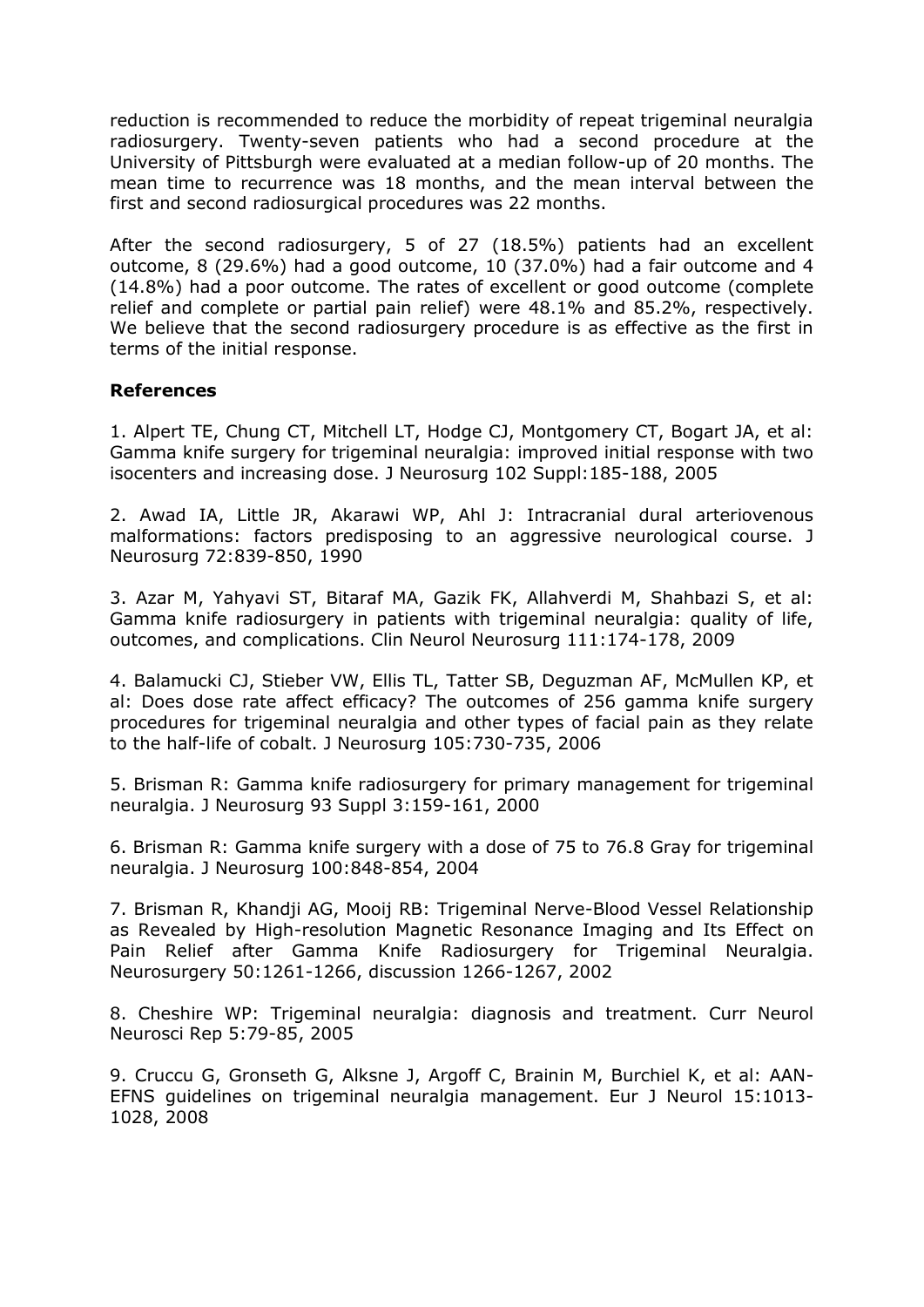reduction is recommended to reduce the morbidity of repeat trigeminal neuralgia radiosurgery. Twenty-seven patients who had a second procedure at the University of Pittsburgh were evaluated at a median follow-up of 20 months. The mean time to recurrence was 18 months, and the mean interval between the first and second radiosurgical procedures was 22 months.

After the second radiosurgery, 5 of 27 (18.5%) patients had an excellent outcome, 8 (29.6%) had a good outcome, 10 (37.0%) had a fair outcome and 4 (14.8%) had a poor outcome. The rates of excellent or good outcome (complete relief and complete or partial pain relief) were 48.1% and 85.2%, respectively. We believe that the second radiosurgery procedure is as effective as the first in terms of the initial response.

**References**

1. Alpert TE, Chung CT, Mitchell LT, Hodge CJ, Montgomery CT, Bogart JA, et al: Gamma knife surgery for trigeminal neuralgia: improved initial response with two isocenters and increasing dose. J Neurosurg 102 Suppl:185-188, 2005

2. Awad IA, Little JR, Akarawi WP, Ahl J: Intracranial dural arteriovenous malformations: factors predisposing to an aggressive neurological course. J Neurosurg 72:839-850, 1990

3. Azar M, Yahyavi ST, Bitaraf MA, Gazik FK, Allahverdi M, Shahbazi S, et al: Gamma knife radiosurgery in patients with trigeminal neuralgia: quality of life, outcomes, and complications. Clin Neurol Neurosurg 111:174-178, 2009

4. Balamucki CJ, Stieber VW, Ellis TL, Tatter SB, Deguzman AF, McMullen KP, et al: Does dose rate affect efficacy? The outcomes of 256 gamma knife surgery procedures for trigeminal neuralgia and other types of facial pain as they relate to the half-life of cobalt. J Neurosurg 105:730-735, 2006

5. Brisman R: Gamma knife radiosurgery for primary management for trigeminal neuralgia. J Neurosurg 93 Suppl 3:159-161, 2000

6. Brisman R: Gamma knife surgery with a dose of 75 to 76.8 Gray for trigeminal neuralgia. J Neurosurg 100:848-854, 2004

7. Brisman R, Khandji AG, Mooij RB: Trigeminal Nerve-Blood Vessel Relationship as Revealed by High-resolution Magnetic Resonance Imaging and Its Effect on Pain Relief after Gamma Knife Radiosurgery for Trigeminal Neuralgia. Neurosurgery 50:1261-1266, discussion 1266-1267, 2002

8. Cheshire WP: Trigeminal neuralgia: diagnosis and treatment. Curr Neurol Neurosci Rep 5:79-85, 2005

9. Cruccu G, Gronseth G, Alksne J, Argoff C, Brainin M, Burchiel K, et al: AAN-EFNS guidelines on trigeminal neuralgia management. Eur J Neurol 15:1013-1028, 2008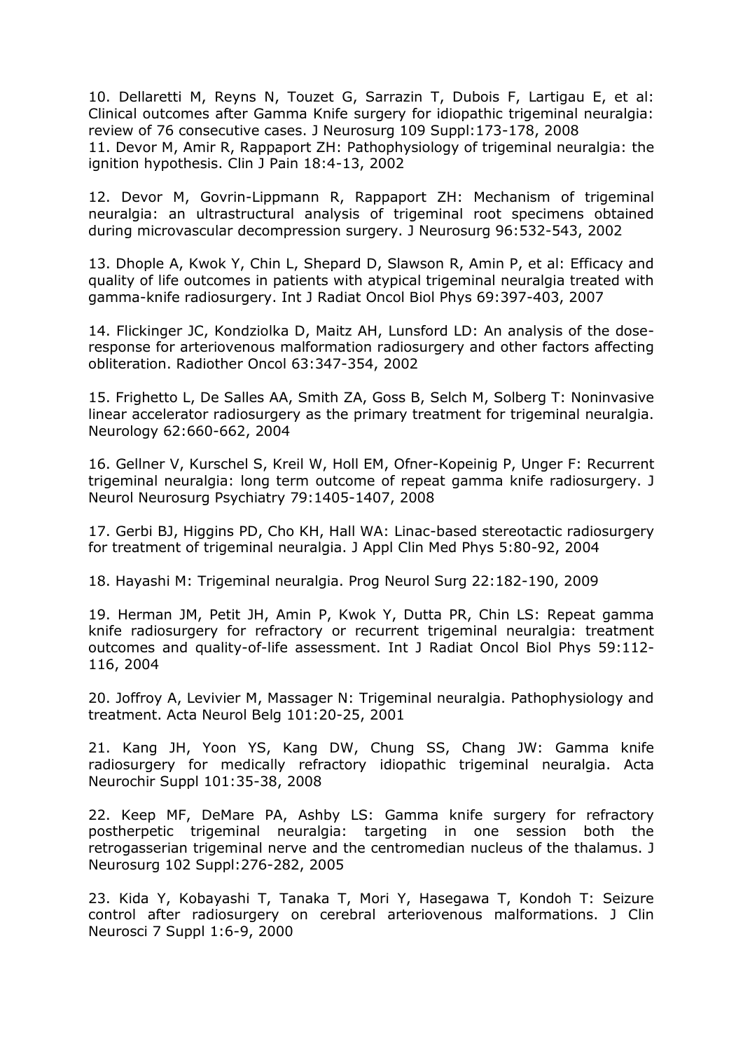10. Dellaretti M, Reyns N, Touzet G, Sarrazin T, Dubois F, Lartigau E, et al: Clinical outcomes after Gamma Knife surgery for idiopathic trigeminal neuralgia: review of 76 consecutive cases. J Neurosurg 109 Suppl:173-178, 2008

11. Devor M, Amir R, Rappaport ZH: Pathophysiology of trigeminal neuralgia: the ignition hypothesis. Clin J Pain 18:4-13, 2002

12. Devor M, Govrin-Lippmann R, Rappaport ZH: Mechanism of trigeminal neuralgia: an ultrastructural analysis of trigeminal root specimens obtained during microvascular decompression surgery. J Neurosurg 96:532-543, 2002

13. Dhople A, Kwok Y, Chin L, Shepard D, Slawson R, Amin P, et al: Efficacy and quality of life outcomes in patients with atypical trigeminal neuralgia treated with gamma-knife radiosurgery. Int J Radiat Oncol Biol Phys 69:397-403, 2007

14. Flickinger JC, Kondziolka D, Maitz AH, Lunsford LD: An analysis of the dose-response for arteriovenous malformation radiosurgery and other factors affecting obliteration. Radiother Oncol 63:347-354, 2002

15. Frighetto L, De Salles AA, Smith ZA, Goss B, Selch M, Solberg T: Noninvasive linear accelerator radiosurgery as the primary treatment for trigeminal neuralgia. Neurology 62:660-662, 2004

16. Gellner V, Kurschel S, Kreil W, Holl EM, Ofner-Kopeinig P, Unger F: Recurrent trigeminal neuralgia: long term outcome of repeat gamma knife radiosurgery. J Neurol Neurosurg Psychiatry 79:1405-1407, 2008

17. Gerbi BJ, Higgins PD, Cho KH, Hall WA: Linac-based stereotactic radiosurgery for treatment of trigeminal neuralgia. J Appl Clin Med Phys 5:80-92, 2004

18. Hayashi M: Trigeminal neuralgia. Prog Neurol Surg 22:182-190, 2009

19. Herman JM, Petit JH, Amin P, Kwok Y, Dutta PR, Chin LS: Repeat gamma knife radiosurgery for refractory or recurrent trigeminal neuralgia: treatment outcomes and quality-of-life assessment. Int J Radiat Oncol Biol Phys 59:112-116, 2004

20. Joffroy A, Levivier M, Massager N: Trigeminal neuralgia. Pathophysiology and treatment. Acta Neurol Belg 101:20-25, 2001

21. Kang JH, Yoon YS, Kang DW, Chung SS, Chang JW: Gamma knife radiosurgery for medically refractory idiopathic trigeminal neuralgia. Acta Neurochir Suppl 101:35-38, 2008

22. Keep MF, DeMare PA, Ashby LS: Gamma knife surgery for refractory postherpetic trigeminal neuralgia: targeting in one session both the retrogasserian trigeminal nerve and the centromedian nucleus of the thalamus. J Neurosurg 102 Suppl:276-282, 2005

23. Kida Y, Kobayashi T, Tanaka T, Mori Y, Hasegawa T, Kondoh T: Seizure control after radiosurgery on cerebral arteriovenous malformations. J Clin Neurosci 7 Suppl 1:6-9, 2000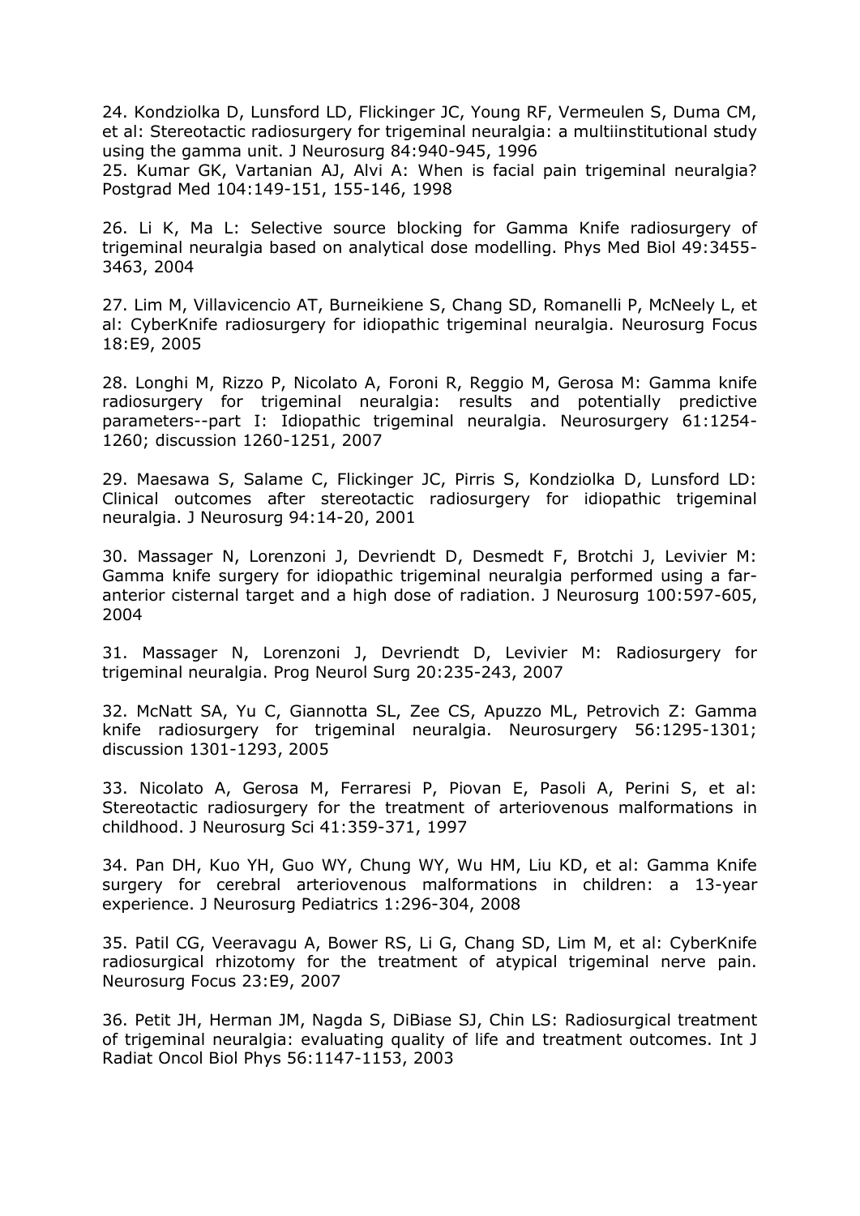24. Kondziolka D, Lunsford LD, Flickinger JC, Young RF, Vermeulen S, Duma CM, et al: Stereotactic radiosurgery for trigeminal neuralgia: a multiinstitutional study using the gamma unit. J Neurosurg 84:940-945, 1996

25. Kumar GK, Vartanian AJ, Alvi A: When is facial pain trigeminal neuralgia? Postgrad Med 104:149-151, 155-146, 1998

26. Li K, Ma L: Selective source blocking for Gamma Knife radiosurgery of trigeminal neuralgia based on analytical dose modelling. Phys Med Biol 49:3455-3463, 2004

27. Lim M, Villavicencio AT, Burneikiene S, Chang SD, Romanelli P, McNeely L, et al: CyberKnife radiosurgery for idiopathic trigeminal neuralgia. Neurosurg Focus 18:E9, 2005

28. Longhi M, Rizzo P, Nicolato A, Foroni R, Reggio M, Gerosa M: Gamma knife radiosurgery for trigeminal neuralgia: results and potentially predictive parameters--part I: Idiopathic trigeminal neuralgia. Neurosurgery 61:1254-1260; discussion 1260-1251, 2007

29. Maesawa S, Salame C, Flickinger JC, Pirris S, Kondziolka D, Lunsford LD: Clinical outcomes after stereotactic radiosurgery for idiopathic trigeminal neuralgia. J Neurosurg 94:14-20, 2001

30. Massager N, Lorenzoni J, Devriendt D, Desmedt F, Brotchi J, Levivier M: Gamma knife surgery for idiopathic trigeminal neuralgia performed using a far-anterior cisternal target and a high dose of radiation. J Neurosurg 100:597-605, 2004

31. Massager N, Lorenzoni J, Devriendt D, Levivier M: Radiosurgery for trigeminal neuralgia. Prog Neurol Surg 20:235-243, 2007

32. McNatt SA, Yu C, Giannotta SL, Zee CS, Apuzzo ML, Petrovich Z: Gamma knife radiosurgery for trigeminal neuralgia. Neurosurgery 56:1295-1301; discussion 1301-1293, 2005

33. Nicolato A, Gerosa M, Ferraresi P, Piovan E, Pasoli A, Perini S, et al: Stereotactic radiosurgery for the treatment of arteriovenous malformations in childhood. J Neurosurg Sci 41:359-371, 1997

34. Pan DH, Kuo YH, Guo WY, Chung WY, Wu HM, Liu KD, et al: Gamma Knife surgery for cerebral arteriovenous malformations in children: a 13-year experience. J Neurosurg Pediatrics 1:296-304, 2008

35. Patil CG, Veeravagu A, Bower RS, Li G, Chang SD, Lim M, et al: CyberKnife radiosurgical rhizotomy for the treatment of atypical trigeminal nerve pain. Neurosurg Focus 23:E9, 2007

36. Petit JH, Herman JM, Nagda S, DiBiase SJ, Chin LS: Radiosurgical treatment of trigeminal neuralgia: evaluating quality of life and treatment outcomes. Int J Radiat Oncol Biol Phys 56:1147-1153, 2003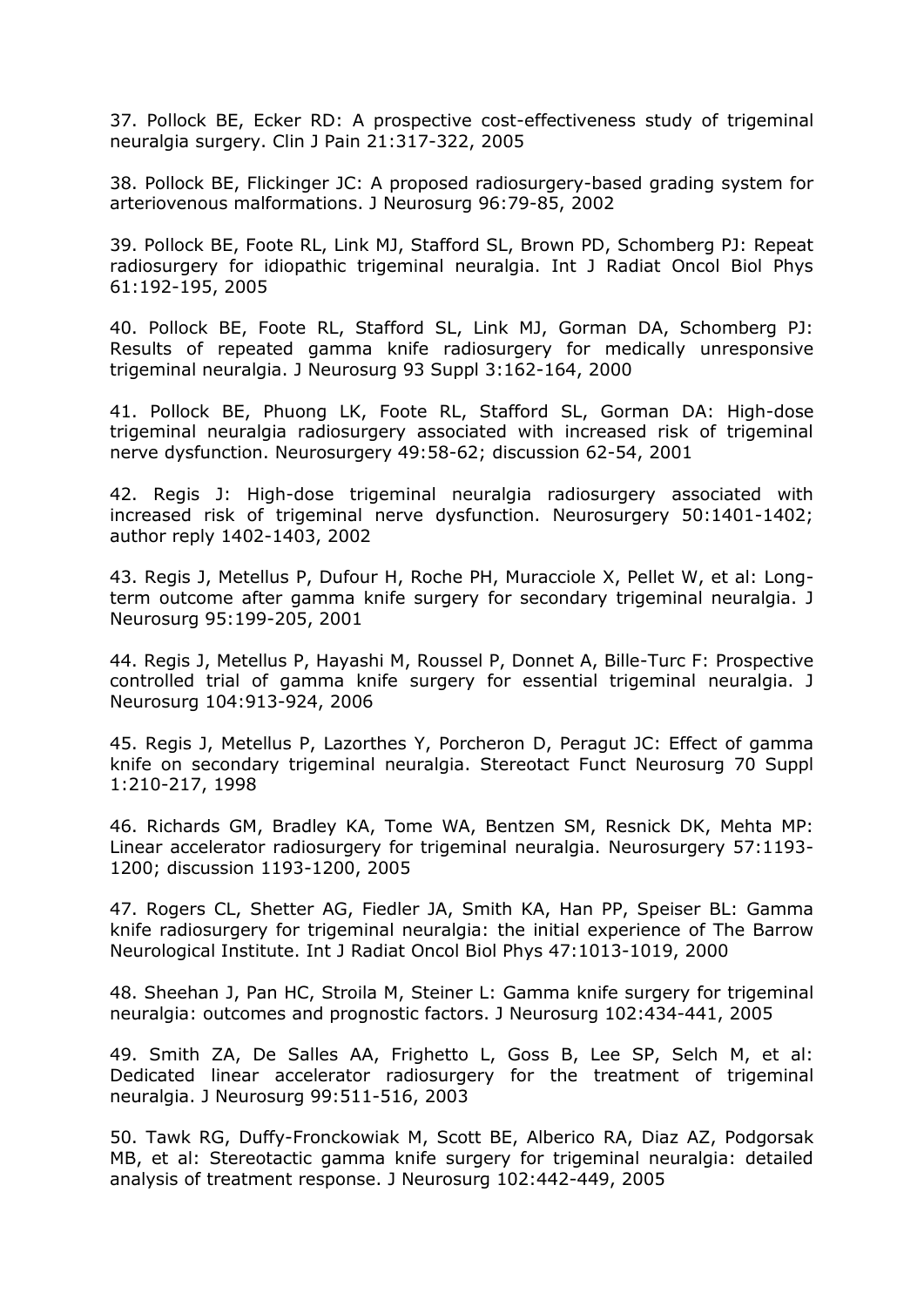37. Pollock BE, Ecker RD: A prospective cost-effectiveness study of trigeminal neuralgia surgery. Clin J Pain 21:317-322, 2005

38. Pollock BE, Flickinger JC: A proposed radiosurgery-based grading system for arteriovenous malformations. J Neurosurg 96:79-85, 2002

39. Pollock BE, Foote RL, Link MJ, Stafford SL, Brown PD, Schomberg PJ: Repeat radiosurgery for idiopathic trigeminal neuralgia. Int J Radiat Oncol Biol Phys 61:192-195, 2005

40. Pollock BE, Foote RL, Stafford SL, Link MJ, Gorman DA, Schomberg PJ: Results of repeated gamma knife radiosurgery for medically unresponsive trigeminal neuralgia. J Neurosurg 93 Suppl 3:162-164, 2000

41. Pollock BE, Phuong LK, Foote RL, Stafford SL, Gorman DA: High-dose trigeminal neuralgia radiosurgery associated with increased risk of trigeminal nerve dysfunction. Neurosurgery 49:58-62; discussion 62-54, 2001

42. Regis J: High-dose trigeminal neuralgia radiosurgery associated with increased risk of trigeminal nerve dysfunction. Neurosurgery 50:1401-1402; author reply 1402-1403, 2002

43. Regis J, Metellus P, Dufour H, Roche PH, Muracciole X, Pellet W, et al: Long-term outcome after gamma knife surgery for secondary trigeminal neuralgia. J Neurosurg 95:199-205, 2001

44. Regis J, Metellus P, Hayashi M, Roussel P, Donnet A, Bille-Turc F: Prospective controlled trial of gamma knife surgery for essential trigeminal neuralgia. J Neurosurg 104:913-924, 2006

45. Regis J, Metellus P, Lazorthes Y, Porcheron D, Peragut JC: Effect of gamma knife on secondary trigeminal neuralgia. Stereotact Funct Neurosurg 70 Suppl 1:210-217, 1998

46. Richards GM, Bradley KA, Tome WA, Bentzen SM, Resnick DK, Mehta MP: Linear accelerator radiosurgery for trigeminal neuralgia. Neurosurgery 57:1193-1200; discussion 1193-1200, 2005

47. Rogers CL, Shetter AG, Fiedler JA, Smith KA, Han PP, Speiser BL: Gamma knife radiosurgery for trigeminal neuralgia: the initial experience of The Barrow Neurological Institute. Int J Radiat Oncol Biol Phys 47:1013-1019, 2000

48. Sheehan J, Pan HC, Stroila M, Steiner L: Gamma knife surgery for trigeminal neuralgia: outcomes and prognostic factors. J Neurosurg 102:434-441, 2005

49. Smith ZA, De Salles AA, Frighetto L, Goss B, Lee SP, Selch M, et al: Dedicated linear accelerator radiosurgery for the treatment of trigeminal neuralgia. J Neurosurg 99:511-516, 2003

50. Tawk RG, Duffy-Fronckowiak M, Scott BE, Alberico RA, Diaz AZ, Podgorsak MB, et al: Stereotactic gamma knife surgery for trigeminal neuralgia: detailed analysis of treatment response. J Neurosurg 102:442-449, 2005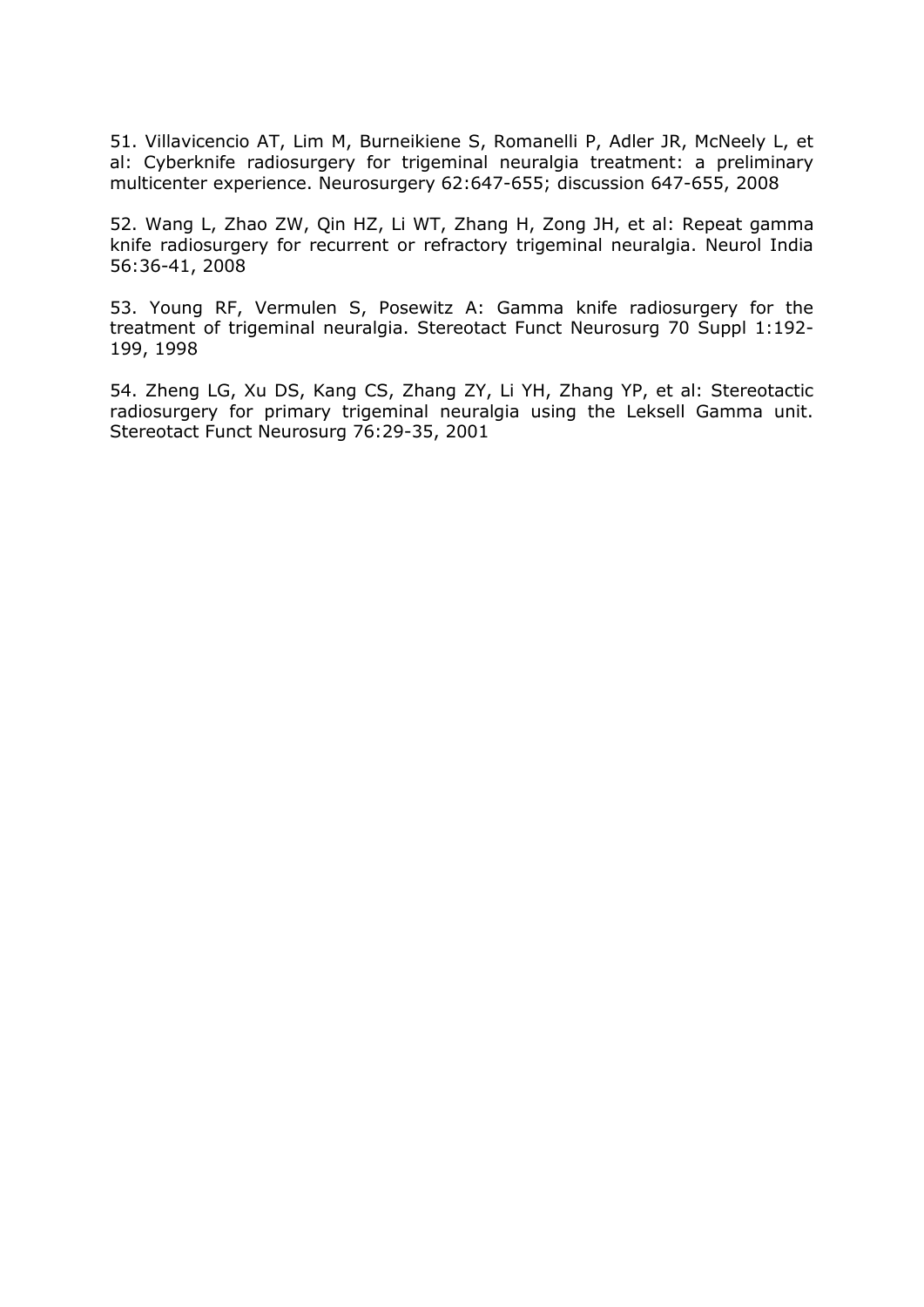51. Villavicencio AT, Lim M, Burneikiene S, Romanelli P, Adler JR, McNeely L, et al: Cyberknife radiosurgery for trigeminal neuralgia treatment: a preliminary multicenter experience. Neurosurgery 62:647-655; discussion 647-655, 2008

52. Wang L, Zhao ZW, Qin HZ, Li WT, Zhang H, Zong JH, et al: Repeat gamma knife radiosurgery for recurrent or refractory trigeminal neuralgia. Neurol India 56:36-41, 2008

53. Young RF, Vermulen S, Posewitz A: Gamma knife radiosurgery for the treatment of trigeminal neuralgia. Stereotact Funct Neurosurg 70 Suppl 1:192-199, 1998

54. Zheng LG, Xu DS, Kang CS, Zhang ZY, Li YH, Zhang YP, et al: Stereotactic radiosurgery for primary trigeminal neuralgia using the Leksell Gamma unit. Stereotact Funct Neurosurg 76:29-35, 2001